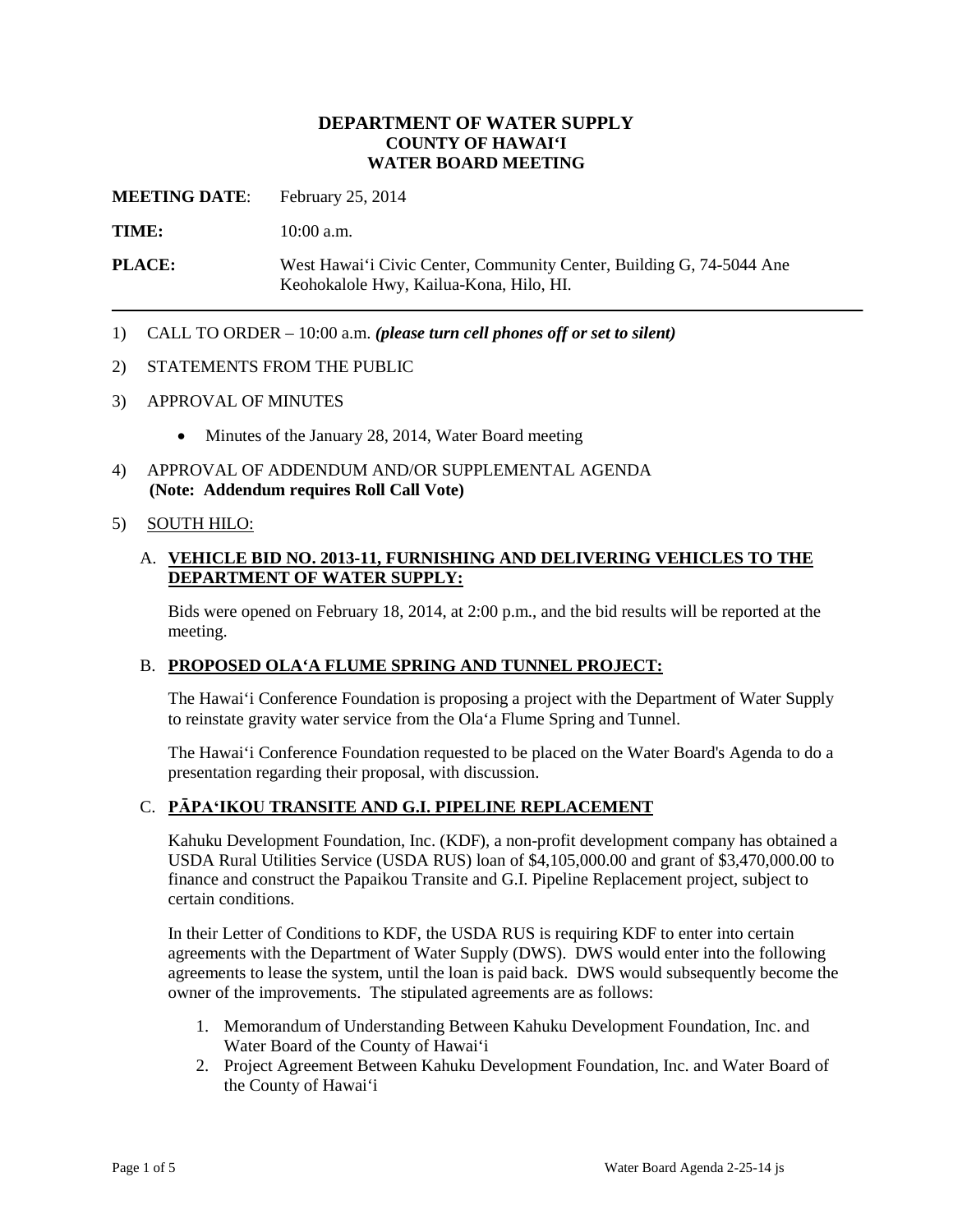# DEPARTMENT OF WATER SUPPLY
## COUNTY OF HAWAIʻI
## WATER BOARD MEETING

**MEETING DATE**: February 25, 2014

**TIME:** 10:00 a.m.

**PLACE:** West Hawaiʻi Civic Center, Community Center, Building G, 74-5044 Ane Keohokalole Hwy, Kailua-Kona, Hilo, HI.

---

1) CALL TO ORDER – 10:00 a.m. ***(please turn cell phones off or set to silent)***

2) STATEMENTS FROM THE PUBLIC

3) APPROVAL OF MINUTES

   - Minutes of the January 28, 2014, Water Board meeting

4) APPROVAL OF ADDENDUM AND/OR SUPPLEMENTAL AGENDA
   **(Note: Addendum requires Roll Call Vote)**

5) <u>SOUTH HILO:</u>

   A. **<u>VEHICLE BID NO. 2013-11, FURNISHING AND DELIVERING VEHICLES TO THE DEPARTMENT OF WATER SUPPLY:</u>**

   Bids were opened on February 18, 2014, at 2:00 p.m., and the bid results will be reported at the meeting.

   B. **<u>PROPOSED OLAʻA FLUME SPRING AND TUNNEL PROJECT:</u>**

   The Hawaiʻi Conference Foundation is proposing a project with the Department of Water Supply to reinstate gravity water service from the Olaʻa Flume Spring and Tunnel.

   The Hawaiʻi Conference Foundation requested to be placed on the Water Board's Agenda to do a presentation regarding their proposal, with discussion.

   C. **<u>PĀPAʻIKOU TRANSITE AND G.I. PIPELINE REPLACEMENT</u>**

   Kahuku Development Foundation, Inc. (KDF), a non-profit development company has obtained a USDA Rural Utilities Service (USDA RUS) loan of $4,105,000.00 and grant of $3,470,000.00 to finance and construct the Papaikou Transite and G.I. Pipeline Replacement project, subject to certain conditions.

   In their Letter of Conditions to KDF, the USDA RUS is requiring KDF to enter into certain agreements with the Department of Water Supply (DWS). DWS would enter into the following agreements to lease the system, until the loan is paid back. DWS would subsequently become the owner of the improvements. The stipulated agreements are as follows:

   1. Memorandum of Understanding Between Kahuku Development Foundation, Inc. and Water Board of the County of Hawaiʻi
   2. Project Agreement Between Kahuku Development Foundation, Inc. and Water Board of the County of Hawaiʻi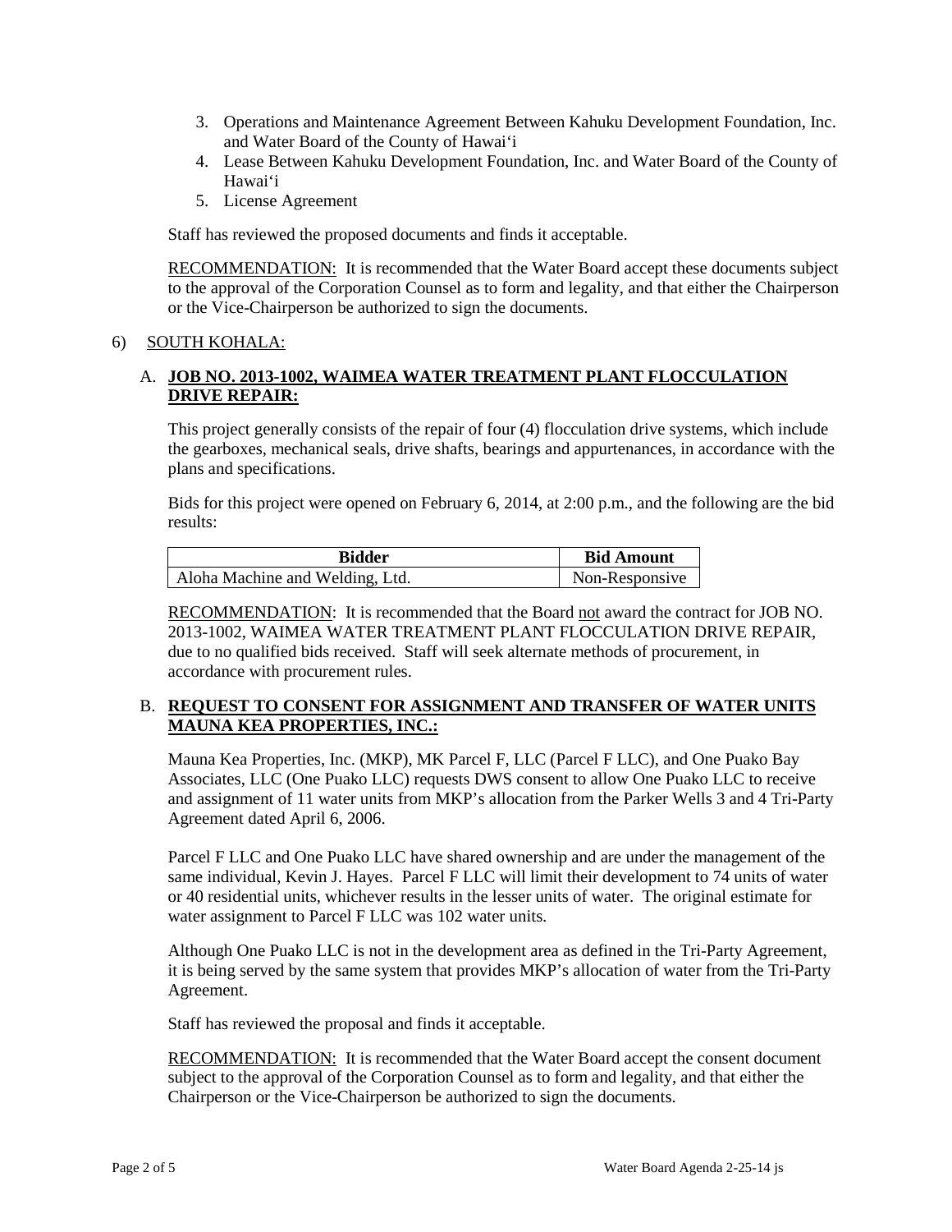3. Operations and Maintenance Agreement Between Kahuku Development Foundation, Inc. and Water Board of the County of Hawai'i
4. Lease Between Kahuku Development Foundation, Inc. and Water Board of the County of Hawai'i
5. License Agreement

Staff has reviewed the proposed documents and finds it acceptable.

<u>RECOMMENDATION:</u> It is recommended that the Water Board accept these documents subject to the approval of the Corporation Counsel as to form and legality, and that either the Chairperson or the Vice-Chairperson be authorized to sign the documents.

6) <u>SOUTH KOHALA:</u>

A. **<u>JOB NO. 2013-1002, WAIMEA WATER TREATMENT PLANT FLOCCULATION DRIVE REPAIR:</u>**

This project generally consists of the repair of four (4) flocculation drive systems, which include the gearboxes, mechanical seals, drive shafts, bearings and appurtenances, in accordance with the plans and specifications.

Bids for this project were opened on February 6, 2014, at 2:00 p.m., and the following are the bid results:

| Bidder | Bid Amount |
|---|---|
| Aloha Machine and Welding, Ltd. | Non-Responsive |

<u>RECOMMENDATION</u>: It is recommended that the Board <u>not</u> award the contract for JOB NO. 2013-1002, WAIMEA WATER TREATMENT PLANT FLOCCULATION DRIVE REPAIR, due to no qualified bids received. Staff will seek alternate methods of procurement, in accordance with procurement rules.

B. **<u>REQUEST TO CONSENT FOR ASSIGNMENT AND TRANSFER OF WATER UNITS MAUNA KEA PROPERTIES, INC.:</u>**

Mauna Kea Properties, Inc. (MKP), MK Parcel F, LLC (Parcel F LLC), and One Puako Bay Associates, LLC (One Puako LLC) requests DWS consent to allow One Puako LLC to receive and assignment of 11 water units from MKP's allocation from the Parker Wells 3 and 4 Tri-Party Agreement dated April 6, 2006.

Parcel F LLC and One Puako LLC have shared ownership and are under the management of the same individual, Kevin J. Hayes. Parcel F LLC will limit their development to 74 units of water or 40 residential units, whichever results in the lesser units of water. The original estimate for water assignment to Parcel F LLC was 102 water units.

Although One Puako LLC is not in the development area as defined in the Tri-Party Agreement, it is being served by the same system that provides MKP's allocation of water from the Tri-Party Agreement.

Staff has reviewed the proposal and finds it acceptable.

<u>RECOMMENDATION:</u> It is recommended that the Water Board accept the consent document subject to the approval of the Corporation Counsel as to form and legality, and that either the Chairperson or the Vice-Chairperson be authorized to sign the documents.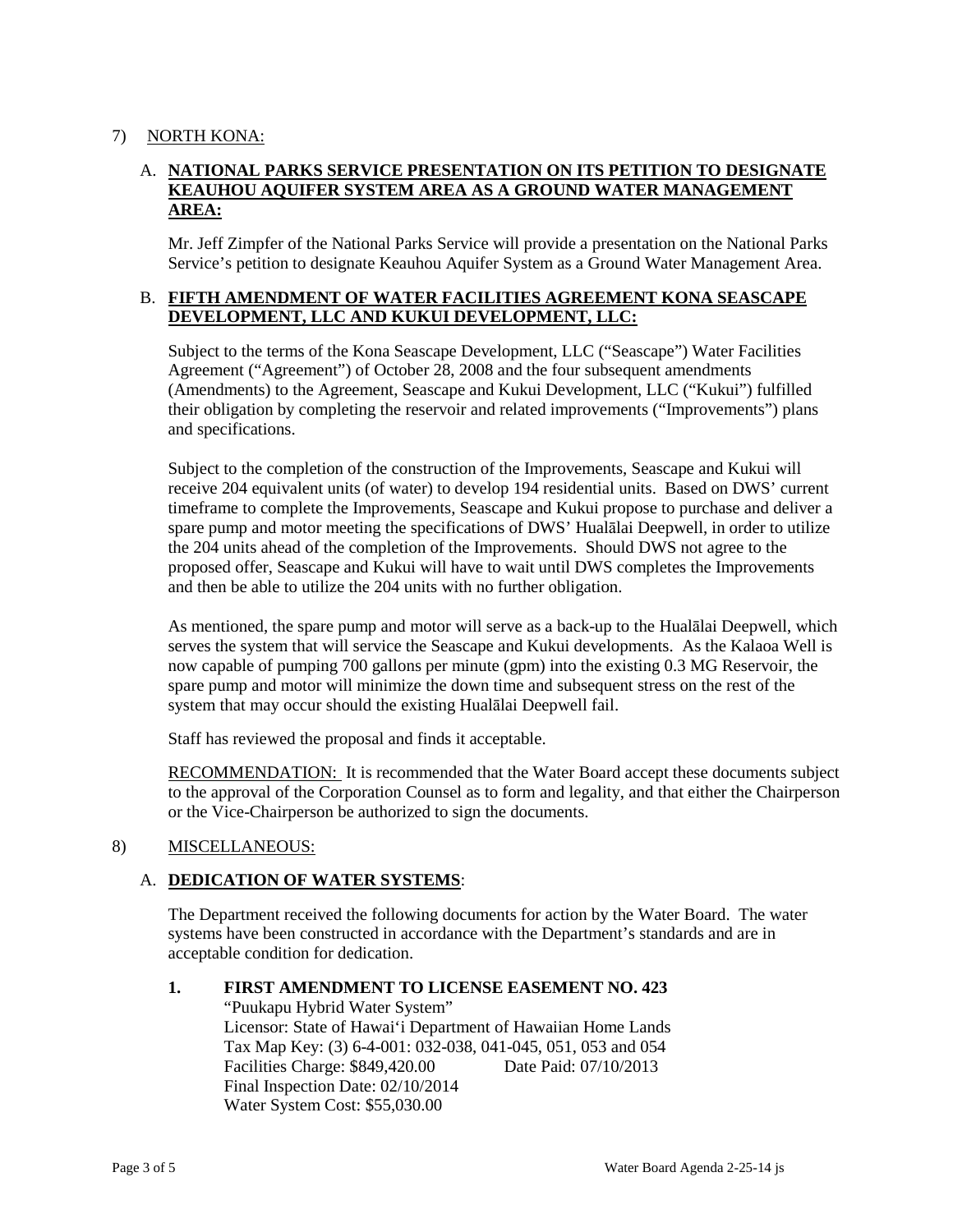7) NORTH KONA:

A. **NATIONAL PARKS SERVICE PRESENTATION ON ITS PETITION TO DESIGNATE KEAUHOU AQUIFER SYSTEM AREA AS A GROUND WATER MANAGEMENT AREA:**

Mr. Jeff Zimpfer of the National Parks Service will provide a presentation on the National Parks Service's petition to designate Keauhou Aquifer System as a Ground Water Management Area.

B. **FIFTH AMENDMENT OF WATER FACILITIES AGREEMENT KONA SEASCAPE DEVELOPMENT, LLC AND KUKUI DEVELOPMENT, LLC:**

Subject to the terms of the Kona Seascape Development, LLC ("Seascape") Water Facilities Agreement ("Agreement") of October 28, 2008 and the four subsequent amendments (Amendments) to the Agreement, Seascape and Kukui Development, LLC ("Kukui") fulfilled their obligation by completing the reservoir and related improvements ("Improvements") plans and specifications.

Subject to the completion of the construction of the Improvements, Seascape and Kukui will receive 204 equivalent units (of water) to develop 194 residential units. Based on DWS' current timeframe to complete the Improvements, Seascape and Kukui propose to purchase and deliver a spare pump and motor meeting the specifications of DWS' Hualālai Deepwell, in order to utilize the 204 units ahead of the completion of the Improvements. Should DWS not agree to the proposed offer, Seascape and Kukui will have to wait until DWS completes the Improvements and then be able to utilize the 204 units with no further obligation.

As mentioned, the spare pump and motor will serve as a back-up to the Hualālai Deepwell, which serves the system that will service the Seascape and Kukui developments. As the Kalaoa Well is now capable of pumping 700 gallons per minute (gpm) into the existing 0.3 MG Reservoir, the spare pump and motor will minimize the down time and subsequent stress on the rest of the system that may occur should the existing Hualālai Deepwell fail.

Staff has reviewed the proposal and finds it acceptable.

RECOMMENDATION: It is recommended that the Water Board accept these documents subject to the approval of the Corporation Counsel as to form and legality, and that either the Chairperson or the Vice-Chairperson be authorized to sign the documents.

8) MISCELLANEOUS:

A. **DEDICATION OF WATER SYSTEMS**:

The Department received the following documents for action by the Water Board. The water systems have been constructed in accordance with the Department's standards and are in acceptable condition for dedication.

**1. FIRST AMENDMENT TO LICENSE EASEMENT NO. 423**

"Puukapu Hybrid Water System"
Licensor: State of Hawai'i Department of Hawaiian Home Lands
Tax Map Key: (3) 6-4-001: 032-038, 041-045, 051, 053 and 054
Facilities Charge: $849,420.00 Date Paid: 07/10/2013
Final Inspection Date: 02/10/2014
Water System Cost: $55,030.00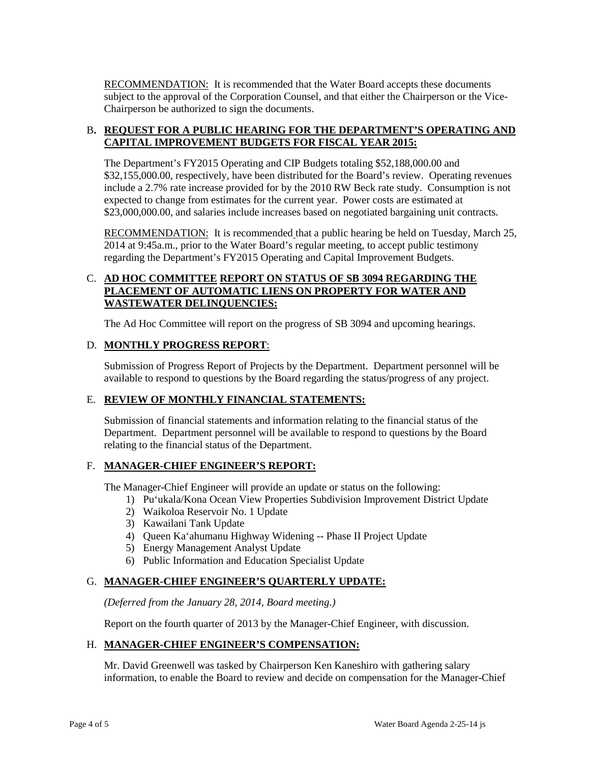RECOMMENDATION: It is recommended that the Water Board accepts these documents subject to the approval of the Corporation Counsel, and that either the Chairperson or the Vice-Chairperson be authorized to sign the documents.

B. **REQUEST FOR A PUBLIC HEARING FOR THE DEPARTMENT'S OPERATING AND CAPITAL IMPROVEMENT BUDGETS FOR FISCAL YEAR 2015:**

The Department's FY2015 Operating and CIP Budgets totaling $52,188,000.00 and $32,155,000.00, respectively, have been distributed for the Board's review. Operating revenues include a 2.7% rate increase provided for by the 2010 RW Beck rate study. Consumption is not expected to change from estimates for the current year. Power costs are estimated at $23,000,000.00, and salaries include increases based on negotiated bargaining unit contracts.

RECOMMENDATION: It is recommended that a public hearing be held on Tuesday, March 25, 2014 at 9:45a.m., prior to the Water Board's regular meeting, to accept public testimony regarding the Department's FY2015 Operating and Capital Improvement Budgets.

C. **AD HOC COMMITTEE REPORT ON STATUS OF SB 3094 REGARDING THE PLACEMENT OF AUTOMATIC LIENS ON PROPERTY FOR WATER AND WASTEWATER DELINQUENCIES:**

The Ad Hoc Committee will report on the progress of SB 3094 and upcoming hearings.

D. **MONTHLY PROGRESS REPORT**:

Submission of Progress Report of Projects by the Department. Department personnel will be available to respond to questions by the Board regarding the status/progress of any project.

E. **REVIEW OF MONTHLY FINANCIAL STATEMENTS:**

Submission of financial statements and information relating to the financial status of the Department. Department personnel will be available to respond to questions by the Board relating to the financial status of the Department.

F. **MANAGER-CHIEF ENGINEER'S REPORT:**

The Manager-Chief Engineer will provide an update or status on the following:

1) Pu'ukala/Kona Ocean View Properties Subdivision Improvement District Update
2) Waikoloa Reservoir No. 1 Update
3) Kawailani Tank Update
4) Queen Ka'ahumanu Highway Widening -- Phase II Project Update
5) Energy Management Analyst Update
6) Public Information and Education Specialist Update

G. **MANAGER-CHIEF ENGINEER'S QUARTERLY UPDATE:**

*(Deferred from the January 28, 2014, Board meeting.)*

Report on the fourth quarter of 2013 by the Manager-Chief Engineer, with discussion.

H. **MANAGER-CHIEF ENGINEER'S COMPENSATION:**

Mr. David Greenwell was tasked by Chairperson Ken Kaneshiro with gathering salary information, to enable the Board to review and decide on compensation for the Manager-Chief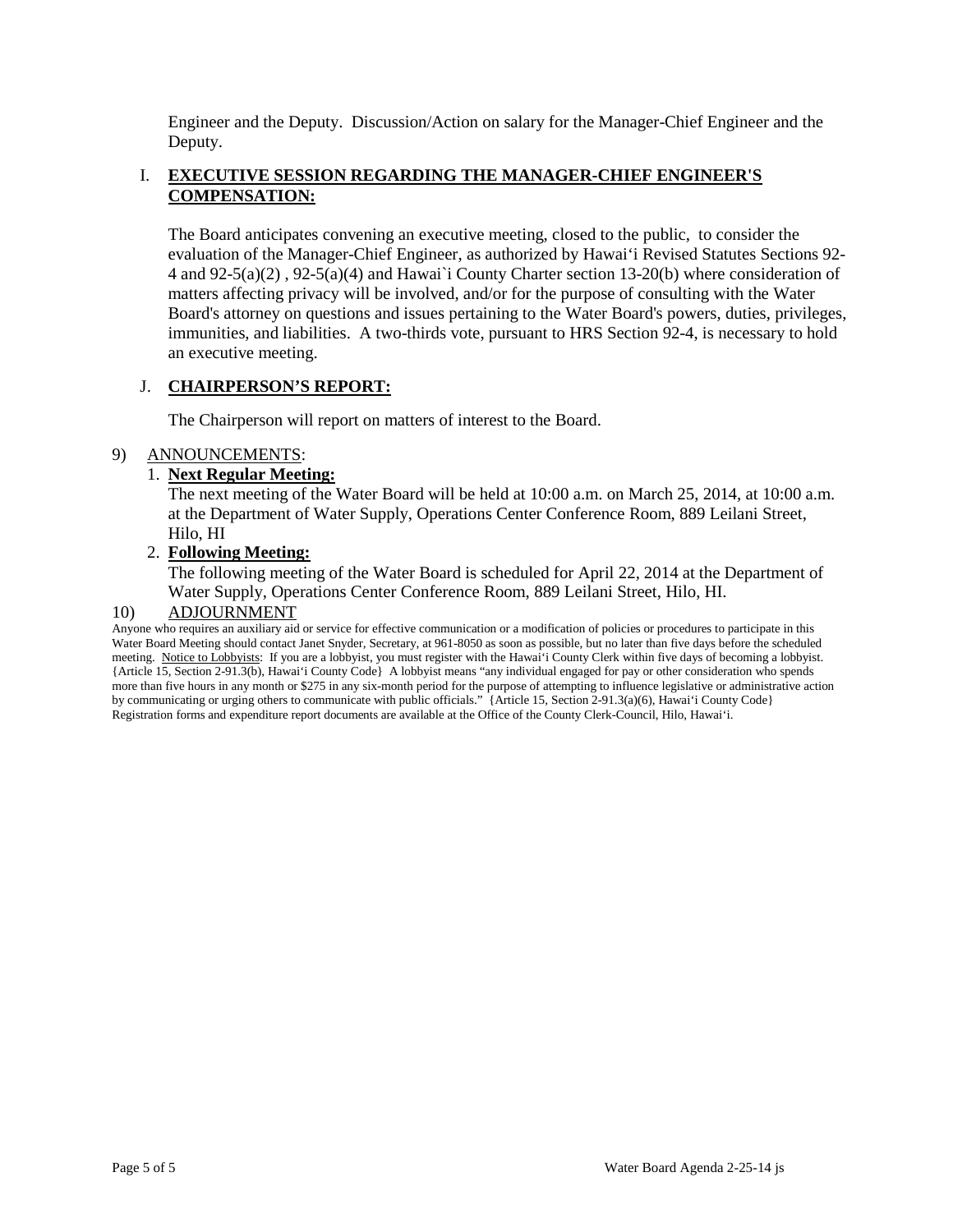Engineer and the Deputy. Discussion/Action on salary for the Manager-Chief Engineer and the Deputy.

I. **EXECUTIVE SESSION REGARDING THE MANAGER-CHIEF ENGINEER'S COMPENSATION:**

The Board anticipates convening an executive meeting, closed to the public, to consider the evaluation of the Manager-Chief Engineer, as authorized by Hawai'i Revised Statutes Sections 92-4 and 92-5(a)(2) , 92-5(a)(4) and Hawai`i County Charter section 13-20(b) where consideration of matters affecting privacy will be involved, and/or for the purpose of consulting with the Water Board's attorney on questions and issues pertaining to the Water Board's powers, duties, privileges, immunities, and liabilities. A two-thirds vote, pursuant to HRS Section 92-4, is necessary to hold an executive meeting.

J. **CHAIRPERSON'S REPORT:**

The Chairperson will report on matters of interest to the Board.

9) ANNOUNCEMENTS:

1. **Next Regular Meeting:**
   The next meeting of the Water Board will be held at 10:00 a.m. on March 25, 2014, at 10:00 a.m. at the Department of Water Supply, Operations Center Conference Room, 889 Leilani Street, Hilo, HI
2. **Following Meeting:**
   The following meeting of the Water Board is scheduled for April 22, 2014 at the Department of Water Supply, Operations Center Conference Room, 889 Leilani Street, Hilo, HI.

10) ADJOURNMENT

Anyone who requires an auxiliary aid or service for effective communication or a modification of policies or procedures to participate in this Water Board Meeting should contact Janet Snyder, Secretary, at 961-8050 as soon as possible, but no later than five days before the scheduled meeting. Notice to Lobbyists: If you are a lobbyist, you must register with the Hawai'i County Clerk within five days of becoming a lobbyist. {Article 15, Section 2-91.3(b), Hawai'i County Code} A lobbyist means "any individual engaged for pay or other consideration who spends more than five hours in any month or $275 in any six-month period for the purpose of attempting to influence legislative or administrative action by communicating or urging others to communicate with public officials." {Article 15, Section 2-91.3(a)(6), Hawai'i County Code} Registration forms and expenditure report documents are available at the Office of the County Clerk-Council, Hilo, Hawai'i.